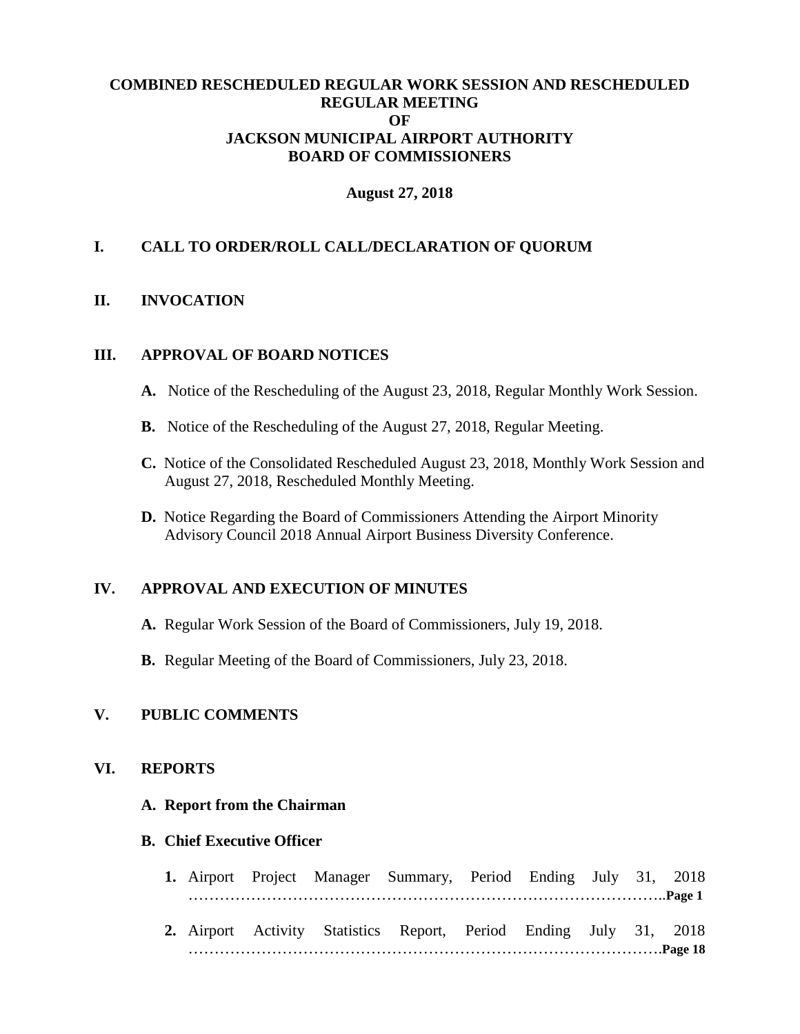# COMBINED RESCHEDULED REGULAR WORK SESSION AND RESCHEDULED REGULAR MEETING OF JACKSON MUNICIPAL AIRPORT AUTHORITY BOARD OF COMMISSIONERS

**August 27, 2018**

## I. CALL TO ORDER/ROLL CALL/DECLARATION OF QUORUM

## II. INVOCATION

## III. APPROVAL OF BOARD NOTICES

**A.** Notice of the Rescheduling of the August 23, 2018, Regular Monthly Work Session.

**B.** Notice of the Rescheduling of the August 27, 2018, Regular Meeting.

**C.** Notice of the Consolidated Rescheduled August 23, 2018, Monthly Work Session and August 27, 2018, Rescheduled Monthly Meeting.

**D.** Notice Regarding the Board of Commissioners Attending the Airport Minority Advisory Council 2018 Annual Airport Business Diversity Conference.

## IV. APPROVAL AND EXECUTION OF MINUTES

**A.** Regular Work Session of the Board of Commissioners, July 19, 2018.

**B.** Regular Meeting of the Board of Commissioners, July 23, 2018.

## V. PUBLIC COMMENTS

## VI. REPORTS

**A. Report from the Chairman**

**B. Chief Executive Officer**

1. Airport Project Manager Summary, Period Ending July 31, 2018 ……………………………………………………………………………..**Page 1**

2. Airport Activity Statistics Report, Period Ending July 31, 2018 ……………………………………………………………………………….**Page 18**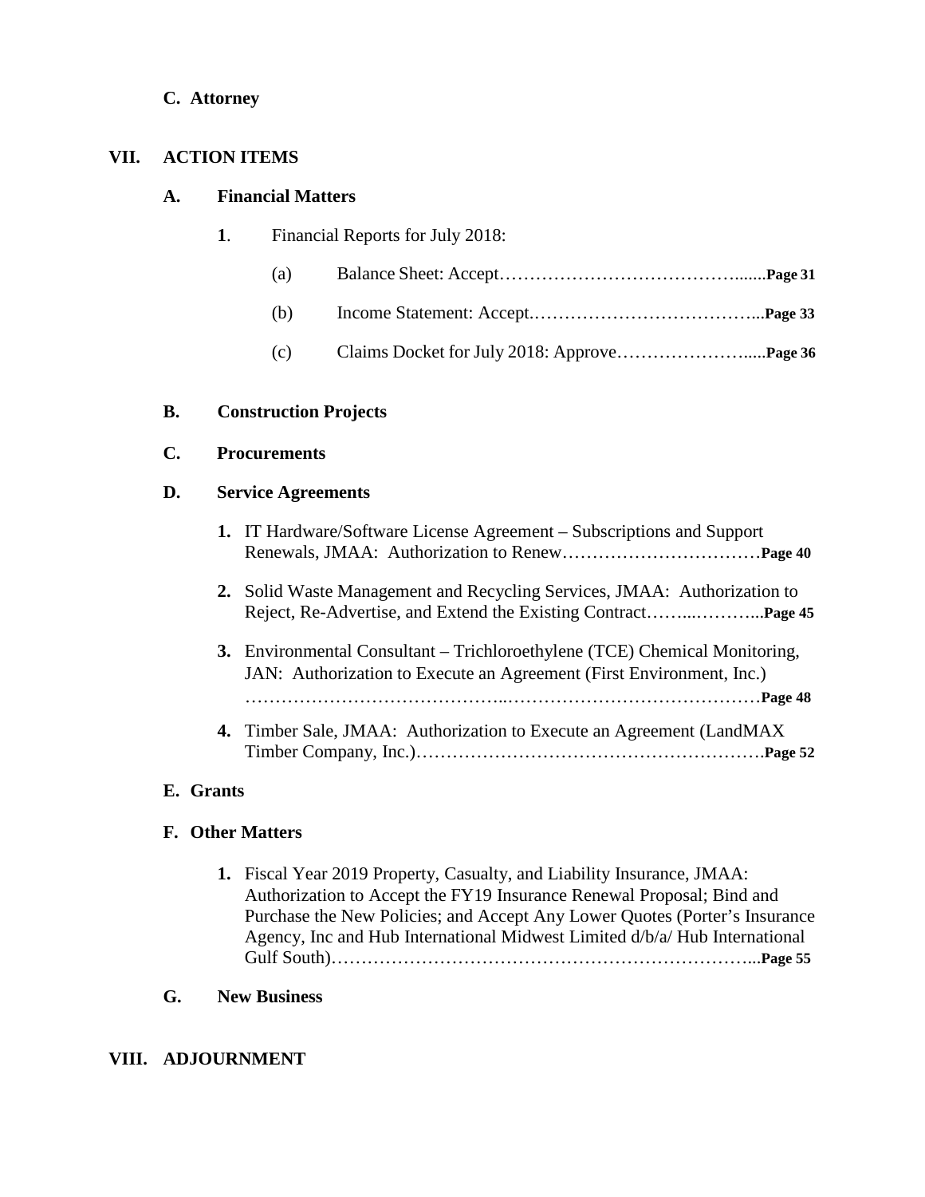**C. Attorney**

**VII. ACTION ITEMS**

**A. Financial Matters**

**1**. Financial Reports for July 2018:

(a) Balance Sheet: Accept…………………………………......**Page 31**

(b) Income Statement: Accept.………………………………..**Page 33**

(c) Claims Docket for July 2018: Approve…………………....**Page 36**

**B. Construction Projects**

**C. Procurements**

**D. Service Agreements**

1. IT Hardware/Software License Agreement – Subscriptions and Support Renewals, JMAA: Authorization to Renew……………………………**Page 40**
2. Solid Waste Management and Recycling Services, JMAA: Authorization to Reject, Re-Advertise, and Extend the Existing Contract……..………..**Page 45**
3. Environmental Consultant – Trichloroethylene (TCE) Chemical Monitoring, JAN: Authorization to Execute an Agreement (First Environment, Inc.) ……………………………………..……………………………………**Page 48**
4. Timber Sale, JMAA: Authorization to Execute an Agreement (LandMAX Timber Company, Inc.)……………………………………………….**Page 52**

**E. Grants**

**F. Other Matters**

1. Fiscal Year 2019 Property, Casualty, and Liability Insurance, JMAA: Authorization to Accept the FY19 Insurance Renewal Proposal; Bind and Purchase the New Policies; and Accept Any Lower Quotes (Porter's Insurance Agency, Inc and Hub International Midwest Limited d/b/a/ Hub International Gulf South)…………………………………………………………...**Page 55**

**G. New Business**

**VIII. ADJOURNMENT**